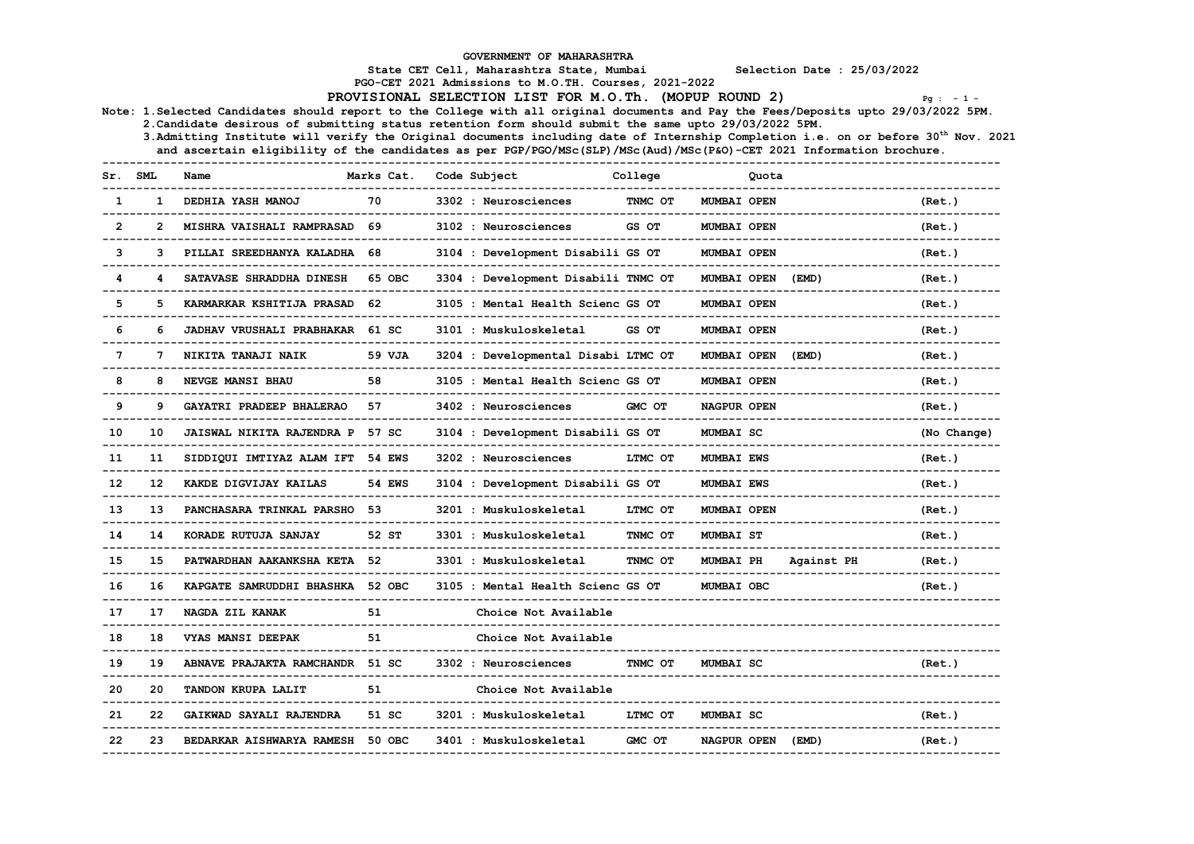GOVERNMENT OF MAHARASHTRA

State CET Cell, Maharashtra State, Mumbai    Selection Date : 25/03/2022

PGO-CET 2021 Admissions to M.O.TH. Courses, 2021-2022

**PROVISIONAL SELECTION LIST FOR M.O.Th. (MOPUP ROUND 2)**

Note: 1.Selected Candidates should report to the College with all original documents and Pay the Fees/Deposits upto 29/03/2022 5PM.

2.Candidate desirous of submitting status retention form should submit the same upto 29/03/2022 5PM.

3.Admitting Institute will verify the Original documents including date of Internship Completion i.e. on or before 30th Nov. 2021 and ascertain eligibility of the candidates as per PGP/PGO/MSc(SLP)/MSc(Aud)/MSc(P&O)-CET 2021 Information brochure.

| Sr. | SML | Name | Marks | Cat. | Code Subject | College | Quota | | |
|---|---|---|---|---|---|---|---|---|---|
| 1 | 1 | DEDHIA YASH MANOJ | 70 | | 3302 : Neurosciences | TNMC OT | MUMBAI OPEN | | (Ret.) |
| 2 | 2 | MISHRA VAISHALI RAMPRASAD | 69 | | 3102 : Neurosciences | GS OT | MUMBAI OPEN | | (Ret.) |
| 3 | 3 | PILLAI SREEDHANYA KALADHA | 68 | | 3104 : Development Disabili | GS OT | MUMBAI OPEN | | (Ret.) |
| 4 | 4 | SATAVASE SHRADDHA DINESH | 65 | OBC | 3304 : Development Disabili | TNMC OT | MUMBAI OPEN | (EMD) | (Ret.) |
| 5 | 5 | KARMARKAR KSHITIJA PRASAD | 62 | | 3105 : Mental Health Scienc | GS OT | MUMBAI OPEN | | (Ret.) |
| 6 | 6 | JADHAV VRUSHALI PRABHAKAR | 61 | SC | 3101 : Muskuloskeletal | GS OT | MUMBAI OPEN | | (Ret.) |
| 7 | 7 | NIKITA TANAJI NAIK | 59 | VJA | 3204 : Developmental Disabi | LTMC OT | MUMBAI OPEN | (EMD) | (Ret.) |
| 8 | 8 | NEVGE MANSI BHAU | 58 | | 3105 : Mental Health Scienc | GS OT | MUMBAI OPEN | | (Ret.) |
| 9 | 9 | GAYATRI PRADEEP BHALERAO | 57 | | 3402 : Neurosciences | GMC OT | NAGPUR OPEN | | (Ret.) |
| 10 | 10 | JAISWAL NIKITA RAJENDRA P | 57 | SC | 3104 : Development Disabili | GS OT | MUMBAI SC | | (No Change) |
| 11 | 11 | SIDDIQUI IMTIYAZ ALAM IFT | 54 | EWS | 3202 : Neurosciences | LTMC OT | MUMBAI EWS | | (Ret.) |
| 12 | 12 | KAKDE DIGVIJAY KAILAS | 54 | EWS | 3104 : Development Disabili | GS OT | MUMBAI EWS | | (Ret.) |
| 13 | 13 | PANCHASARA TRINKAL PARSHO | 53 | | 3201 : Muskuloskeletal | LTMC OT | MUMBAI OPEN | | (Ret.) |
| 14 | 14 | KORADE RUTUJA SANJAY | 52 | ST | 3301 : Muskuloskeletal | TNMC OT | MUMBAI ST | | (Ret.) |
| 15 | 15 | PATWARDHAN AAKANKSHA KETA | 52 | | 3301 : Muskuloskeletal | TNMC OT | MUMBAI PH | Against PH | (Ret.) |
| 16 | 16 | KAPGATE SAMRUDDHI BHASHKA | 52 | OBC | 3105 : Mental Health Scienc | GS OT | MUMBAI OBC | | (Ret.) |
| 17 | 17 | NAGDA ZIL KANAK | 51 | | Choice Not Available | | | | |
| 18 | 18 | VYAS MANSI DEEPAK | 51 | | Choice Not Available | | | | |
| 19 | 19 | ABNAVE PRAJAKTA RAMCHANDR | 51 | SC | 3302 : Neurosciences | TNMC OT | MUMBAI SC | | (Ret.) |
| 20 | 20 | TANDON KRUPA LALIT | 51 | | Choice Not Available | | | | |
| 21 | 22 | GAIKWAD SAYALI RAJENDRA | 51 | SC | 3201 : Muskuloskeletal | LTMC OT | MUMBAI SC | | (Ret.) |
| 22 | 23 | BEDARKAR AISHWARYA RAMESH | 50 | OBC | 3401 : Muskuloskeletal | GMC OT | NAGPUR OPEN | (EMD) | (Ret.) |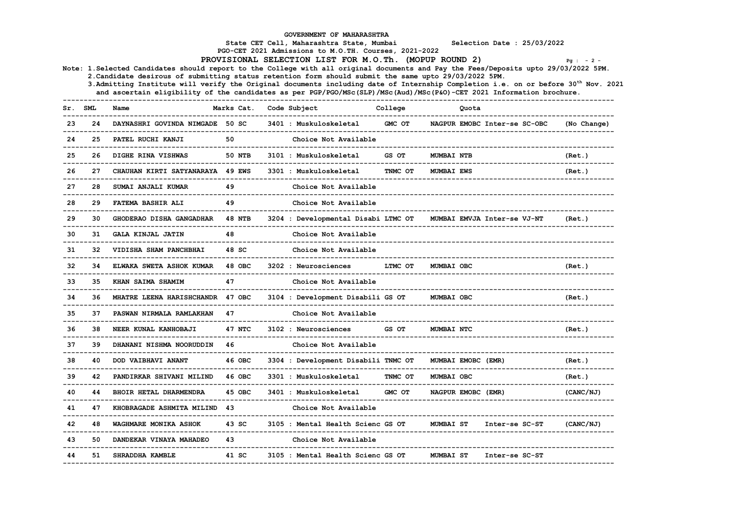GOVERNMENT OF MAHARASHTRA

State CET Cell, Maharashtra State, Mumbai Selection Date : 25/03/2022

PGO-CET 2021 Admissions to M.O.TH. Courses, 2021-2022

**PROVISIONAL SELECTION LIST FOR M.O.Th. (MOPUP ROUND 2)**

Note: 1.Selected Candidates should report to the College with all original documents and Pay the Fees/Deposits upto 29/03/2022 5PM.
2.Candidate desirous of submitting status retention form should submit the same upto 29/03/2022 5PM.
3.Admitting Institute will verify the Original documents including date of Internship Completion i.e. on or before 30th Nov. 2021 and ascertain eligibility of the candidates as per PGP/PGO/MSc(SLP)/MSc(Aud)/MSc(P&O)-CET 2021 Information brochure.

| Sr. | SML | Name | Marks | Cat. | Code Subject | College | Quota | | |
|---|---|---|---|---|---|---|---|---|---|
| 23 | 24 | DAYNASHRI GOVINDA NIMGADE | 50 | SC | 3401 : Muskuloskeletal | GMC OT | NAGPUR EMOBC | Inter-se SC-OBC | (No Change) |
| 24 | 25 | PATEL RUCHI KANJI | 50 | | Choice Not Available | | | | |
| 25 | 26 | DIGHE RINA VISHWAS | 50 | NTB | 3101 : Muskuloskeletal | GS OT | MUMBAI NTB | | (Ret.) |
| 26 | 27 | CHAUHAN KIRTI SATYANARAYA | 49 | EWS | 3301 : Muskuloskeletal | TNMC OT | MUMBAI EWS | | (Ret.) |
| 27 | 28 | SUMAI ANJALI KUMAR | 49 | | Choice Not Available | | | | |
| 28 | 29 | FATEMA BASHIR ALI | 49 | | Choice Not Available | | | | |
| 29 | 30 | GHODERAO DISHA GANGADHAR | 48 | NTB | 3204 : Developmental Disabi | LTMC OT | MUMBAI EMVJA | Inter-se VJ-NT | (Ret.) |
| 30 | 31 | GALA KINJAL JATIN | 48 | | Choice Not Available | | | | |
| 31 | 32 | VIDISHA SHAM PANCHBHAI | 48 | SC | Choice Not Available | | | | |
| 32 | 34 | ELWAKA SWETA ASHOK KUMAR | 48 | OBC | 3202 : Neurosciences | LTMC OT | MUMBAI OBC | | (Ret.) |
| 33 | 35 | KHAN SAIMA SHAMIM | 47 | | Choice Not Available | | | | |
| 34 | 36 | MHATRE LEENA HARISHCHANDR | 47 | OBC | 3104 : Development Disabili | GS OT | MUMBAI OBC | | (Ret.) |
| 35 | 37 | PASWAN NIRMALA RAMLAKHAN | 47 | | Choice Not Available | | | | |
| 36 | 38 | NEER KUNAL KANHOBAJI | 47 | NTC | 3102 : Neurosciences | GS OT | MUMBAI NTC | | (Ret.) |
| 37 | 39 | DHANANI NISHMA NOORUDDIN | 46 | | Choice Not Available | | | | |
| 38 | 40 | DOD VAIBHAVI ANANT | 46 | OBC | 3304 : Development Disabili | TNMC OT | MUMBAI EMOBC (EMR) | | (Ret.) |
| 39 | 42 | PANDIRKAR SHIVANI MILIND | 46 | OBC | 3301 : Muskuloskeletal | TNMC OT | MUMBAI OBC | | (Ret.) |
| 40 | 44 | BHOIR HETAL DHARMENDRA | 45 | OBC | 3401 : Muskuloskeletal | GMC OT | NAGPUR EMOBC (EMR) | | (CANC/NJ) |
| 41 | 47 | KHOBRAGADE ASHMITA MILIND | 43 | | Choice Not Available | | | | |
| 42 | 48 | WAGHMARE MONIKA ASHOK | 43 | SC | 3105 : Mental Health Scienc | GS OT | MUMBAI ST | Inter-se SC-ST | (CANC/NJ) |
| 43 | 50 | DANDEKAR VINAYA MAHADEO | 43 | | Choice Not Available | | | | |
| 44 | 51 | SHRADDHA KAMBLE | 41 | SC | 3105 : Mental Health Scienc | GS OT | MUMBAI ST | Inter-se SC-ST | |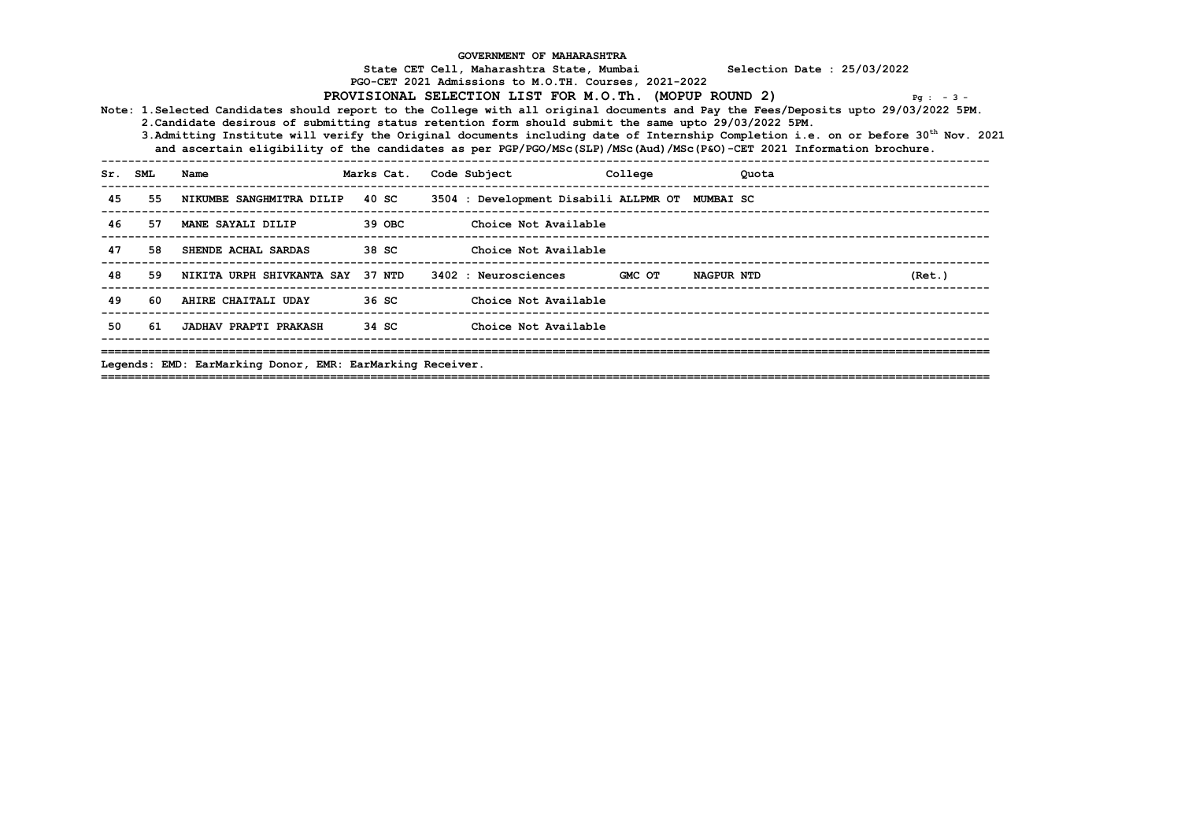GOVERNMENT OF MAHARASHTRA

State CET Cell, Maharashtra State, Mumbai    Selection Date : 25/03/2022

PGO-CET 2021 Admissions to M.O.TH. Courses, 2021-2022

**PROVISIONAL SELECTION LIST FOR M.O.Th. (MOPUP ROUND 2)**

Note: 1.Selected Candidates should report to the College with all original documents and Pay the Fees/Deposits upto 29/03/2022 5PM.

2.Candidate desirous of submitting status retention form should submit the same upto 29/03/2022 5PM.

3.Admitting Institute will verify the Original documents including date of Internship Completion i.e. on or before 30th Nov. 2021 and ascertain eligibility of the candidates as per PGP/PGO/MSc(SLP)/MSc(Aud)/MSc(P&O)-CET 2021 Information brochure.

| Sr. | SML | Name | Marks | Cat. | Code Subject | College | Quota | |
|---|---|---|---|---|---|---|---|---|
| 45 | 55 | NIKUMBE SANGHMITRA DILIP | 40 | SC | 3504 : Development Disabili | ALLPMR OT | MUMBAI SC | |
| 46 | 57 | MANE SAYALI DILIP | 39 | OBC | Choice Not Available | | | |
| 47 | 58 | SHENDE ACHAL SARDAS | 38 | SC | Choice Not Available | | | |
| 48 | 59 | NIKITA URPH SHIVKANTA SAY | 37 | NTD | 3402 : Neurosciences | GMC OT | NAGPUR NTD | (Ret.) |
| 49 | 60 | AHIRE CHAITALI UDAY | 36 | SC | Choice Not Available | | | |
| 50 | 61 | JADHAV PRAPTI PRAKASH | 34 | SC | Choice Not Available | | | |

Legends: EMD: EarMarking Donor, EMR: EarMarking Receiver.